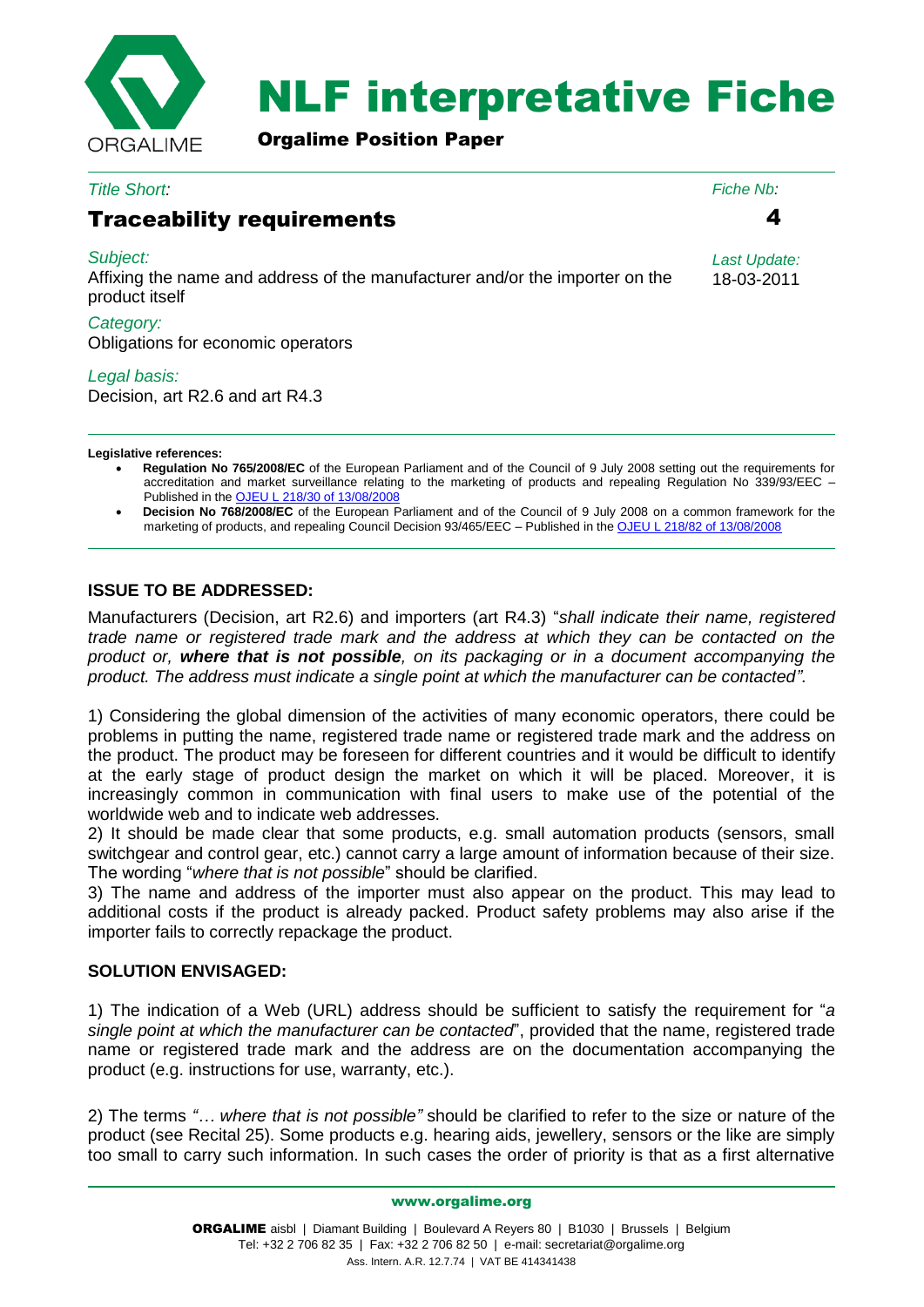# NLF interpretative Fiche

**Orgalime Position Paper**

*Title Short:*

## Traceability requirements

*Fiche Nb:* **4**

*Subject:*
Affixing the name and address of the manufacturer and/or the importer on the product itself

*Last Update:* 18-03-2011

*Category:*
Obligations for economic operators

*Legal basis:*
Decision, art R2.6 and art R4.3

---

**Legislative references:**

- **Regulation No 765/2008/EC** of the European Parliament and of the Council of 9 July 2008 setting out the requirements for accreditation and market surveillance relating to the marketing of products and repealing Regulation No 339/93/EEC – Published in the OJEU L 218/30 of 13/08/2008
- **Decision No 768/2008/EC** of the European Parliament and of the Council of 9 July 2008 on a common framework for the marketing of products, and repealing Council Decision 93/465/EEC – Published in the OJEU L 218/82 of 13/08/2008

---

### ISSUE TO BE ADDRESSED:

Manufacturers (Decision, art R2.6) and importers (art R4.3) "*shall indicate their name, registered trade name or registered trade mark and the address at which they can be contacted on the product or, **where that is not possible**, on its packaging or in a document accompanying the product. The address must indicate a single point at which the manufacturer can be contacted"*.

1) Considering the global dimension of the activities of many economic operators, there could be problems in putting the name, registered trade name or registered trade mark and the address on the product. The product may be foreseen for different countries and it would be difficult to identify at the early stage of product design the market on which it will be placed. Moreover, it is increasingly common in communication with final users to make use of the potential of the worldwide web and to indicate web addresses.
2) It should be made clear that some products, e.g. small automation products (sensors, small switchgear and control gear, etc.) cannot carry a large amount of information because of their size. The wording "*where that is not possible*" should be clarified.
3) The name and address of the importer must also appear on the product. This may lead to additional costs if the product is already packed. Product safety problems may also arise if the importer fails to correctly repackage the product.

### SOLUTION ENVISAGED:

1) The indication of a Web (URL) address should be sufficient to satisfy the requirement for "*a single point at which the manufacturer can be contacted*", provided that the name, registered trade name or registered trade mark and the address are on the documentation accompanying the product (e.g. instructions for use, warranty, etc.).

2) The terms *"… where that is not possible"* should be clarified to refer to the size or nature of the product (see Recital 25). Some products e.g. hearing aids, jewellery, sensors or the like are simply too small to carry such information. In such cases the order of priority is that as a first alternative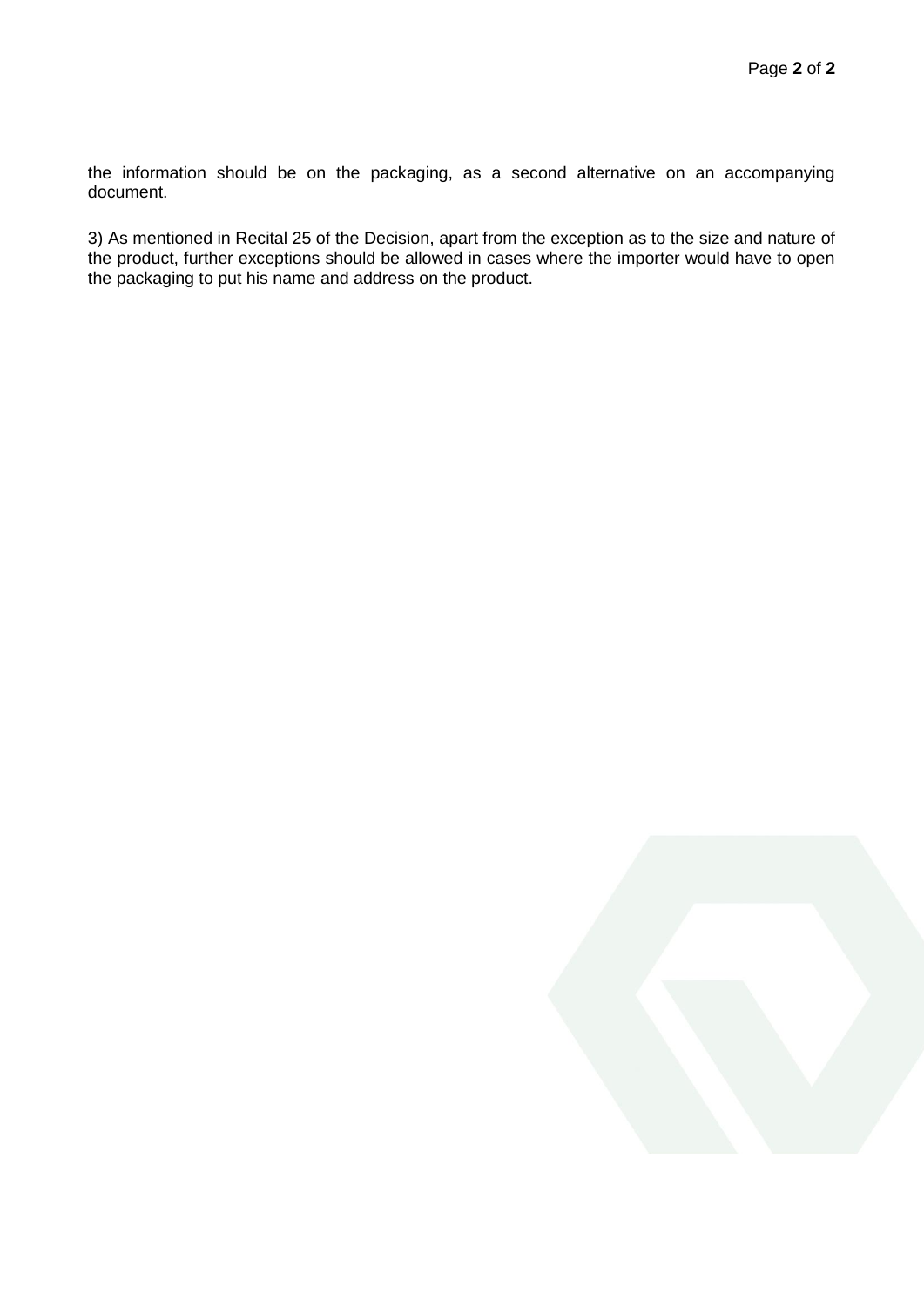the information should be on the packaging, as a second alternative on an accompanying document.

3) As mentioned in Recital 25 of the Decision, apart from the exception as to the size and nature of the product, further exceptions should be allowed in cases where the importer would have to open the packaging to put his name and address on the product.